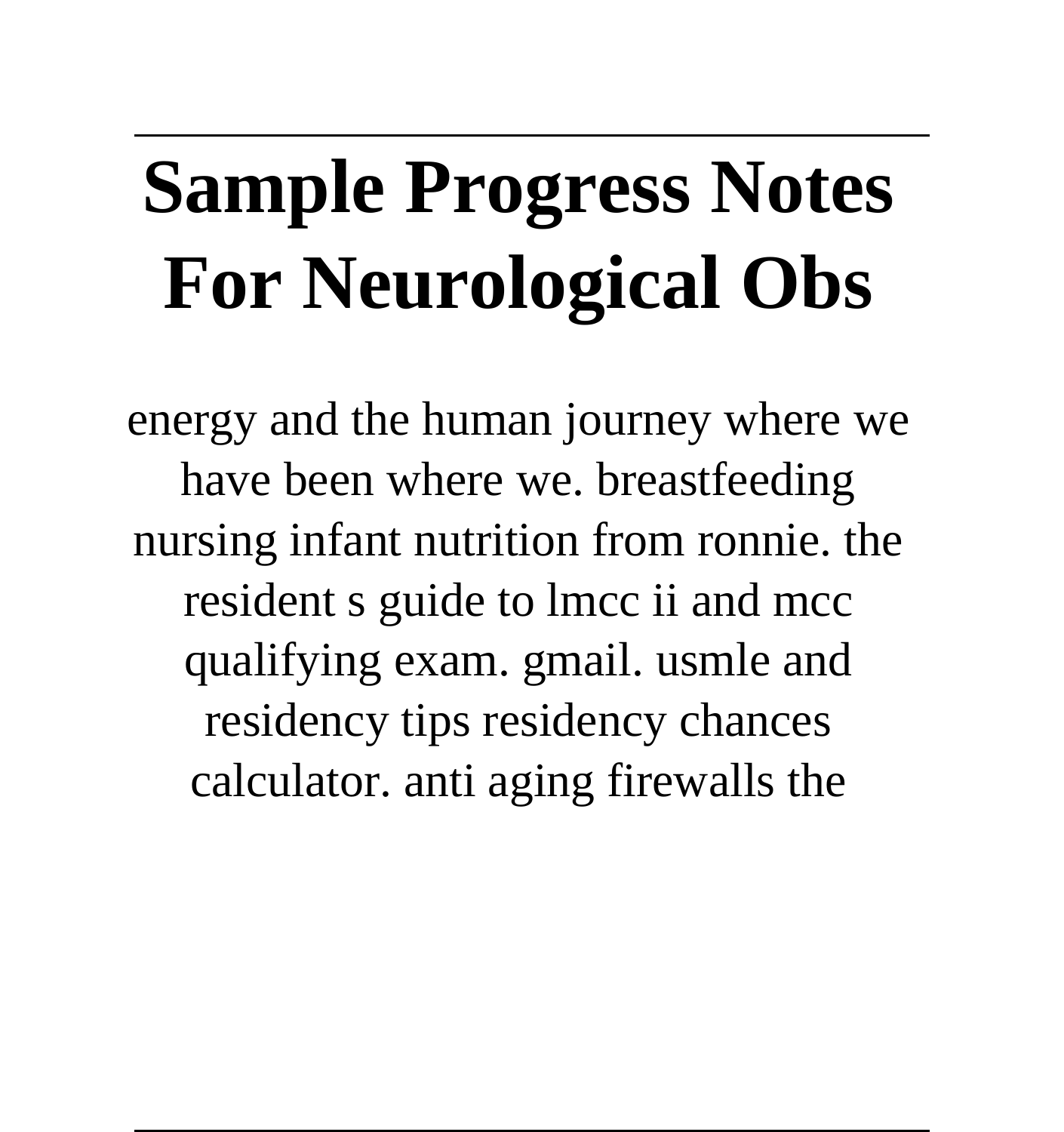# Sample Progress Notes For Neurological Obs

energy and the human journey where we have been where we. breastfeeding nursing infant nutrition from ronnie. the resident s guide to lmcc ii and mcc qualifying exam. gmail. usmle and residency tips residency chances calculator. anti aging firewalls the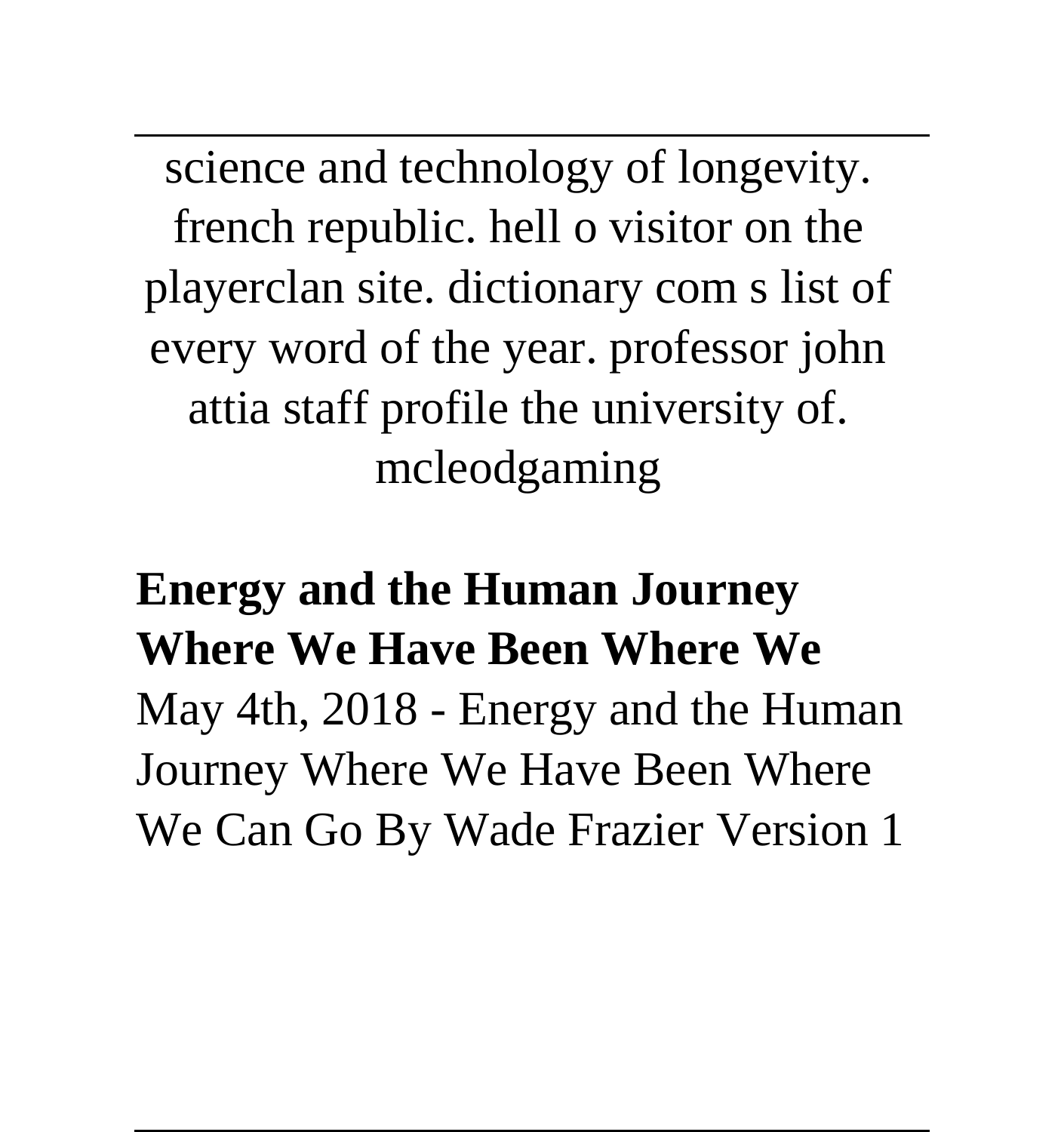science and technology of longevity. french republic. hell o visitor on the playerclan site. dictionary com s list of every word of the year. professor john attia staff profile the university of. mcleodgaming

**Energy and the Human Journey Where We Have Been Where We**

May 4th, 2018 - Energy and the Human Journey Where We Have Been Where We Can Go By Wade Frazier Version 1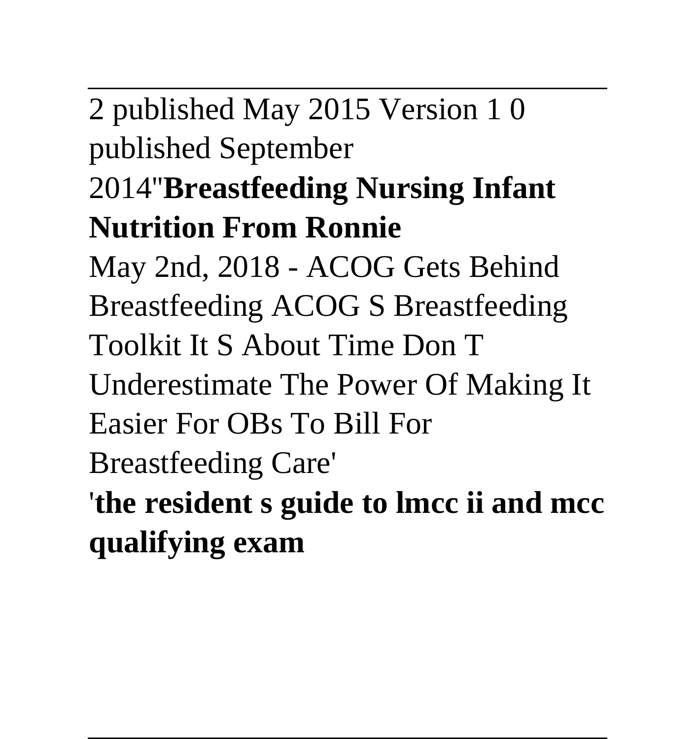2 published May 2015 Version 1 0 published September 2014''**Breastfeeding Nursing Infant Nutrition From Ronnie**

May 2nd, 2018 - ACOG Gets Behind Breastfeeding ACOG S Breastfeeding Toolkit It S About Time Don T Underestimate The Power Of Making It Easier For OBs To Bill For Breastfeeding Care'

'**the resident s guide to lmcc ii and mcc qualifying exam**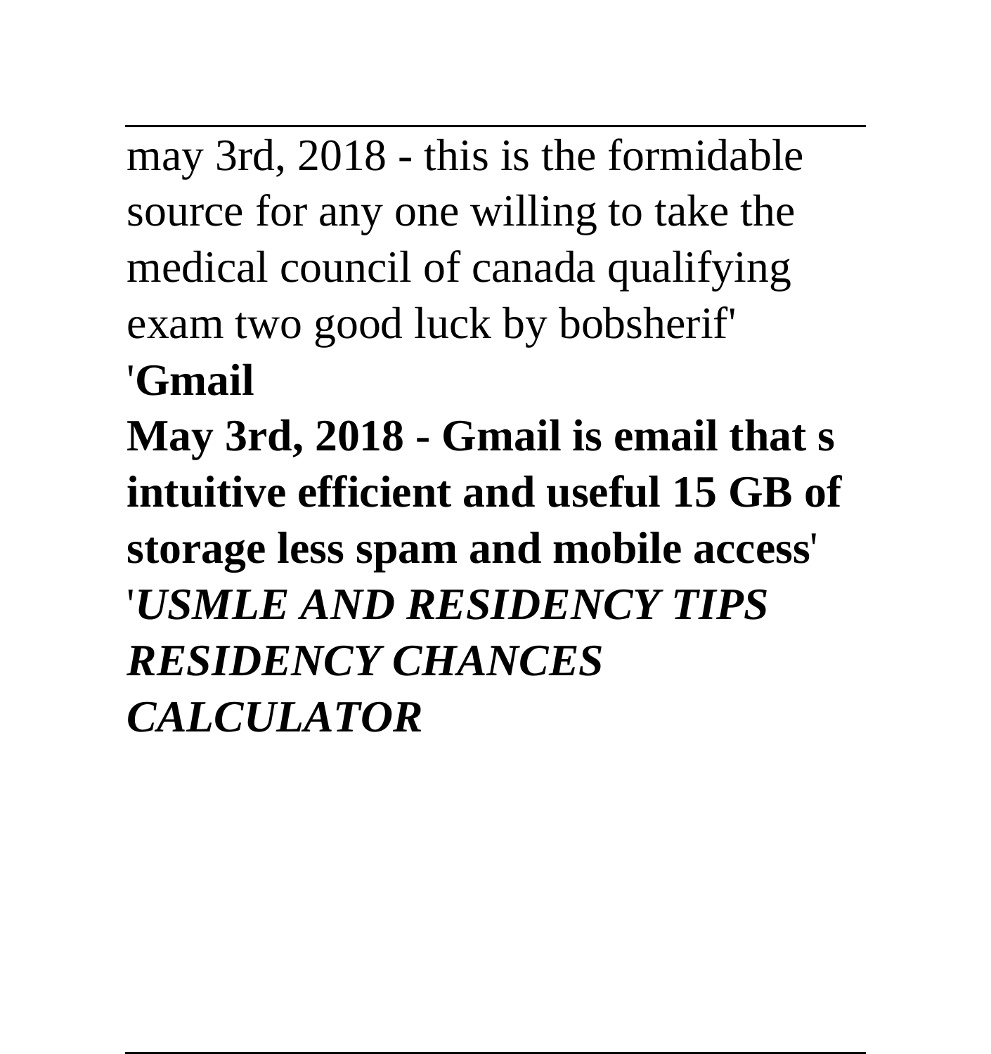may 3rd, 2018 - this is the formidable source for any one willing to take the medical council of canada qualifying exam two good luck by bobsherif'

'**Gmail**

**May 3rd, 2018 - Gmail is email that s intuitive efficient and useful 15 GB of storage less spam and mobile access**'

'***USMLE AND RESIDENCY TIPS RESIDENCY CHANCES CALCULATOR***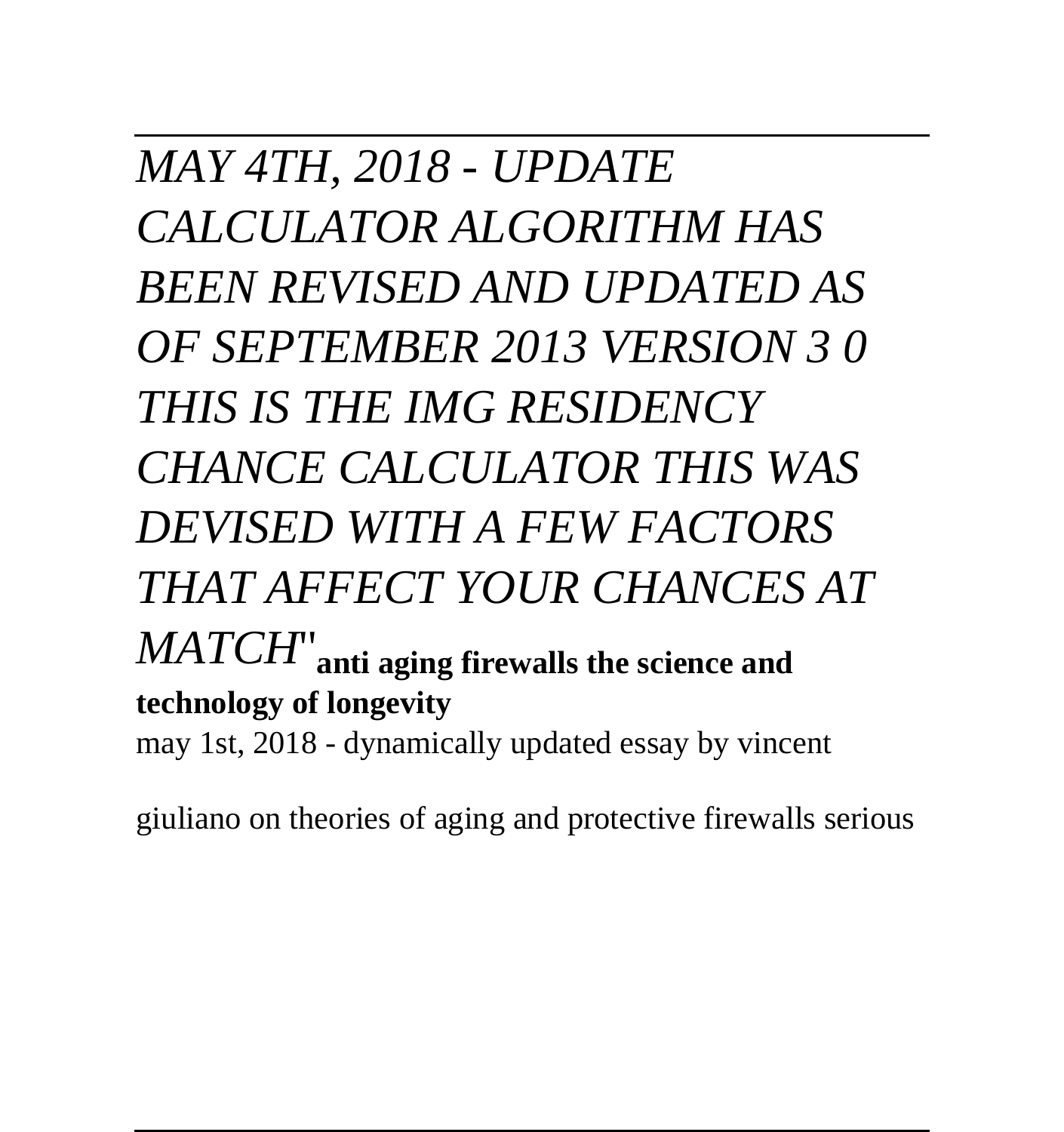*MAY 4TH, 2018 - UPDATE CALCULATOR ALGORITHM HAS BEEN REVISED AND UPDATED AS OF SEPTEMBER 2013 VERSION 3 0 THIS IS THE IMG RESIDENCY CHANCE CALCULATOR THIS WAS DEVISED WITH A FEW FACTORS THAT AFFECT YOUR CHANCES AT MATCH*''**anti aging firewalls the science and technology of longevity**

may 1st, 2018 - dynamically updated essay by vincent giuliano on theories of aging and protective firewalls serious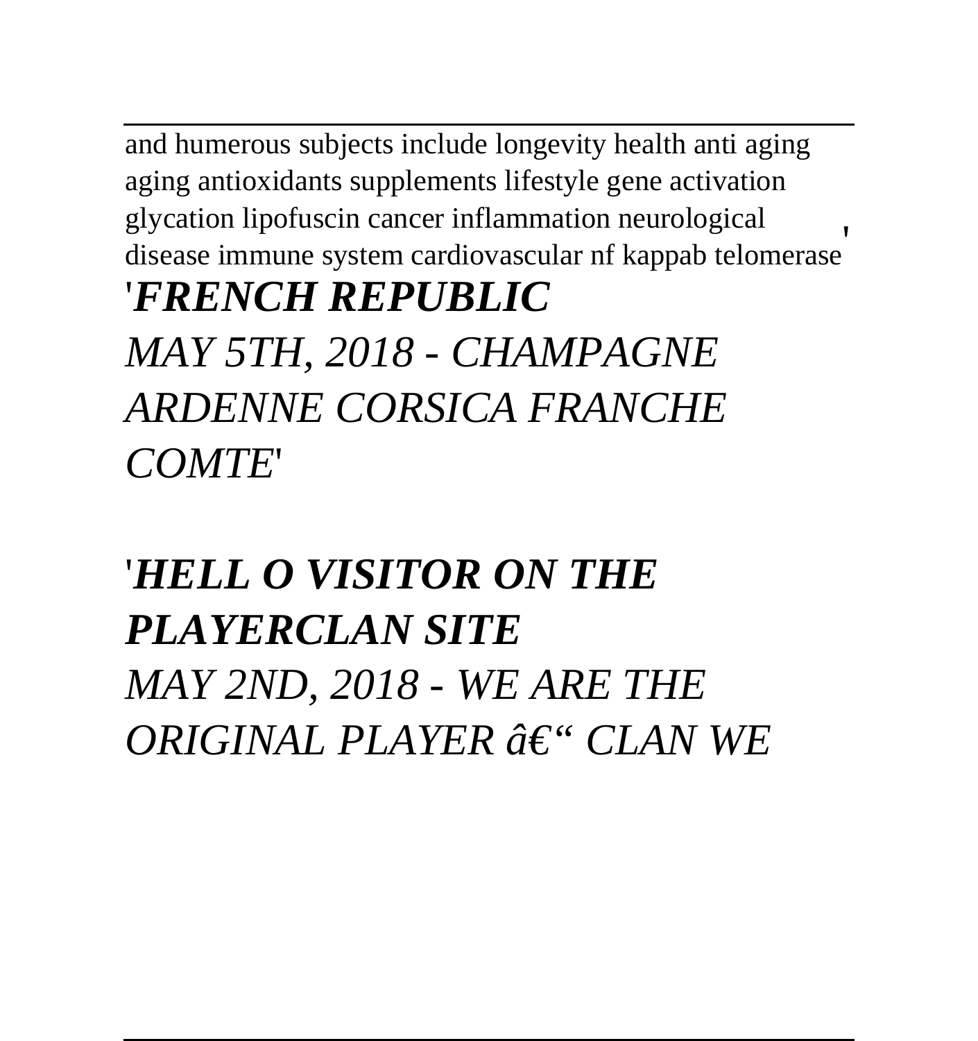and humerous subjects include longevity health anti aging aging antioxidants supplements lifestyle gene activation glycation lipofuscin cancer inflammation neurological disease immune system cardiovascular nf kappab telomerase'

'***FRENCH REPUBLIC***

*MAY 5TH, 2018 - CHAMPAGNE ARDENNE CORSICA FRANCHE COMTE*'

'***HELL O VISITOR ON THE PLAYERCLAN SITE***

*MAY 2ND, 2018 - WE ARE THE ORIGINAL PLAYER â€“ CLAN WE*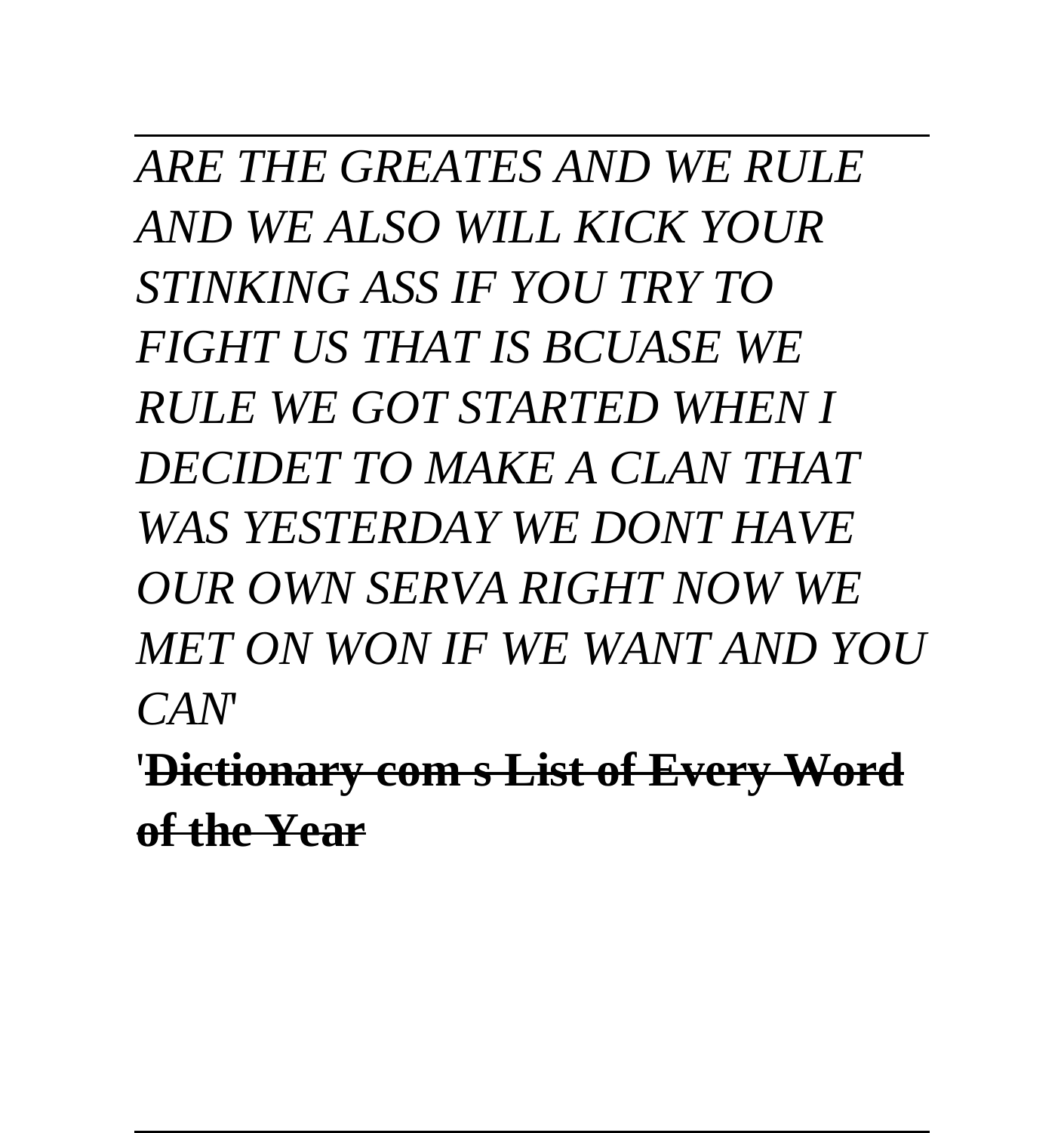*ARE THE GREATES AND WE RULE AND WE ALSO WILL KICK YOUR STINKING ASS IF YOU TRY TO FIGHT US THAT IS BCUASE WE RULE WE GOT STARTED WHEN I DECIDET TO MAKE A CLAN THAT WAS YESTERDAY WE DONT HAVE OUR OWN SERVA RIGHT NOW WE MET ON WON IF WE WANT AND YOU CAN*'

'~~**Dictionary com s List of Every Word of the Year**~~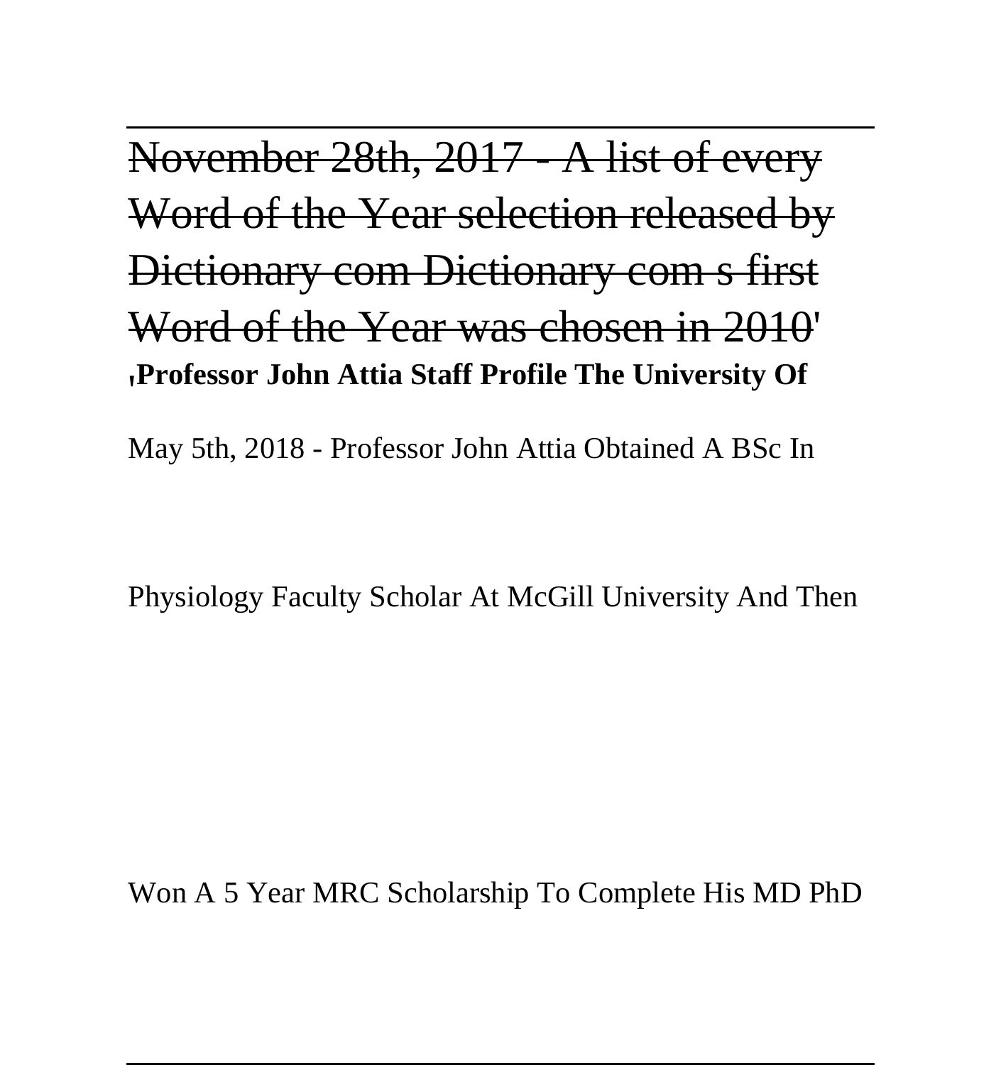~~November 28th, 2017 - A list of every Word of the Year selection released by Dictionary com Dictionary com s first Word of the Year was chosen in 2010~~'

'**Professor John Attia Staff Profile The University Of**

May 5th, 2018 - Professor John Attia Obtained A BSc In

Physiology Faculty Scholar At McGill University And Then

Won A 5 Year MRC Scholarship To Complete His MD PhD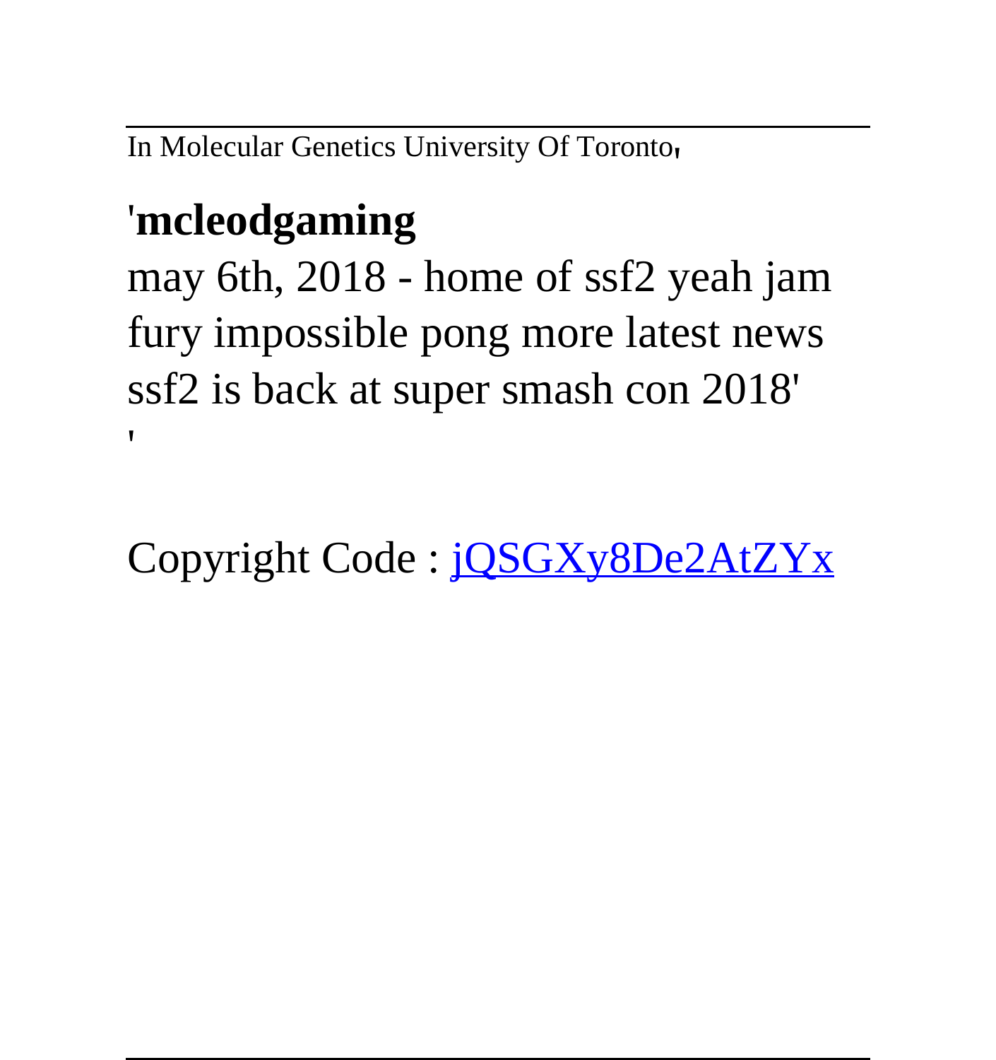In Molecular Genetics University Of Toronto'

'**mcleodgaming**
may 6th, 2018 - home of ssf2 yeah jam fury impossible pong more latest news ssf2 is back at super smash con 2018'
'

Copyright Code : jQSGXy8De2AtZYx